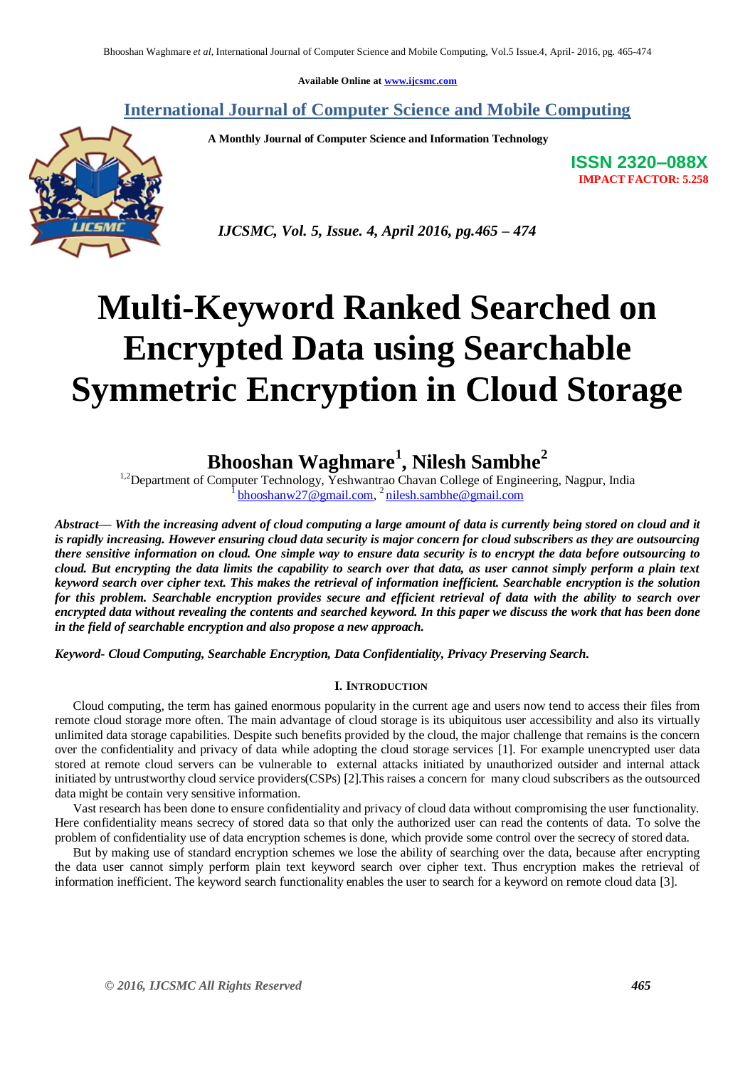Available Online at www.ijcsmc.com

**International Journal of Computer Science and Mobile Computing**

**A Monthly Journal of Computer Science and Information Technology**

**ISSN 2320–088X**
**IMPACT FACTOR: 5.258**

*IJCSMC, Vol. 5, Issue. 4, April 2016, pg.465 – 474*

# Multi-Keyword Ranked Searched on Encrypted Data using Searchable Symmetric Encryption in Cloud Storage

**Bhooshan Waghmare[1], Nilesh Sambhe[2]**

[1,2]Department of Computer Technology, Yeshwantrao Chavan College of Engineering, Nagpur, India
[1] bhooshanw27@gmail.com, [2] nilesh.sambhe@gmail.com

***Abstract***— ***With the increasing advent of cloud computing a large amount of data is currently being stored on cloud and it is rapidly increasing. However ensuring cloud data security is major concern for cloud subscribers as they are outsourcing there sensitive information on cloud. One simple way to ensure data security is to encrypt the data before outsourcing to cloud. But encrypting the data limits the capability to search over that data, as user cannot simply perform a plain text keyword search over cipher text. This makes the retrieval of information inefficient. Searchable encryption is the solution for this problem. Searchable encryption provides secure and efficient retrieval of data with the ability to search over encrypted data without revealing the contents and searched keyword. In this paper we discuss the work that has been done in the field of searchable encryption and also propose a new approach.***

***Keyword- Cloud Computing, Searchable Encryption, Data Confidentiality, Privacy Preserving Search.***

## I. Introduction

Cloud computing, the term has gained enormous popularity in the current age and users now tend to access their files from remote cloud storage more often. The main advantage of cloud storage is its ubiquitous user accessibility and also its virtually unlimited data storage capabilities. Despite such benefits provided by the cloud, the major challenge that remains is the concern over the confidentiality and privacy of data while adopting the cloud storage services [1]. For example unencrypted user data stored at remote cloud servers can be vulnerable to external attacks initiated by unauthorized outsider and internal attack initiated by untrustworthy cloud service providers(CSPs) [2].This raises a concern for many cloud subscribers as the outsourced data might be contain very sensitive information.

Vast research has been done to ensure confidentiality and privacy of cloud data without compromising the user functionality. Here confidentiality means secrecy of stored data so that only the authorized user can read the contents of data. To solve the problem of confidentiality use of data encryption schemes is done, which provide some control over the secrecy of stored data.

But by making use of standard encryption schemes we lose the ability of searching over the data, because after encrypting the data user cannot simply perform plain text keyword search over cipher text. Thus encryption makes the retrieval of information inefficient. The keyword search functionality enables the user to search for a keyword on remote cloud data [3].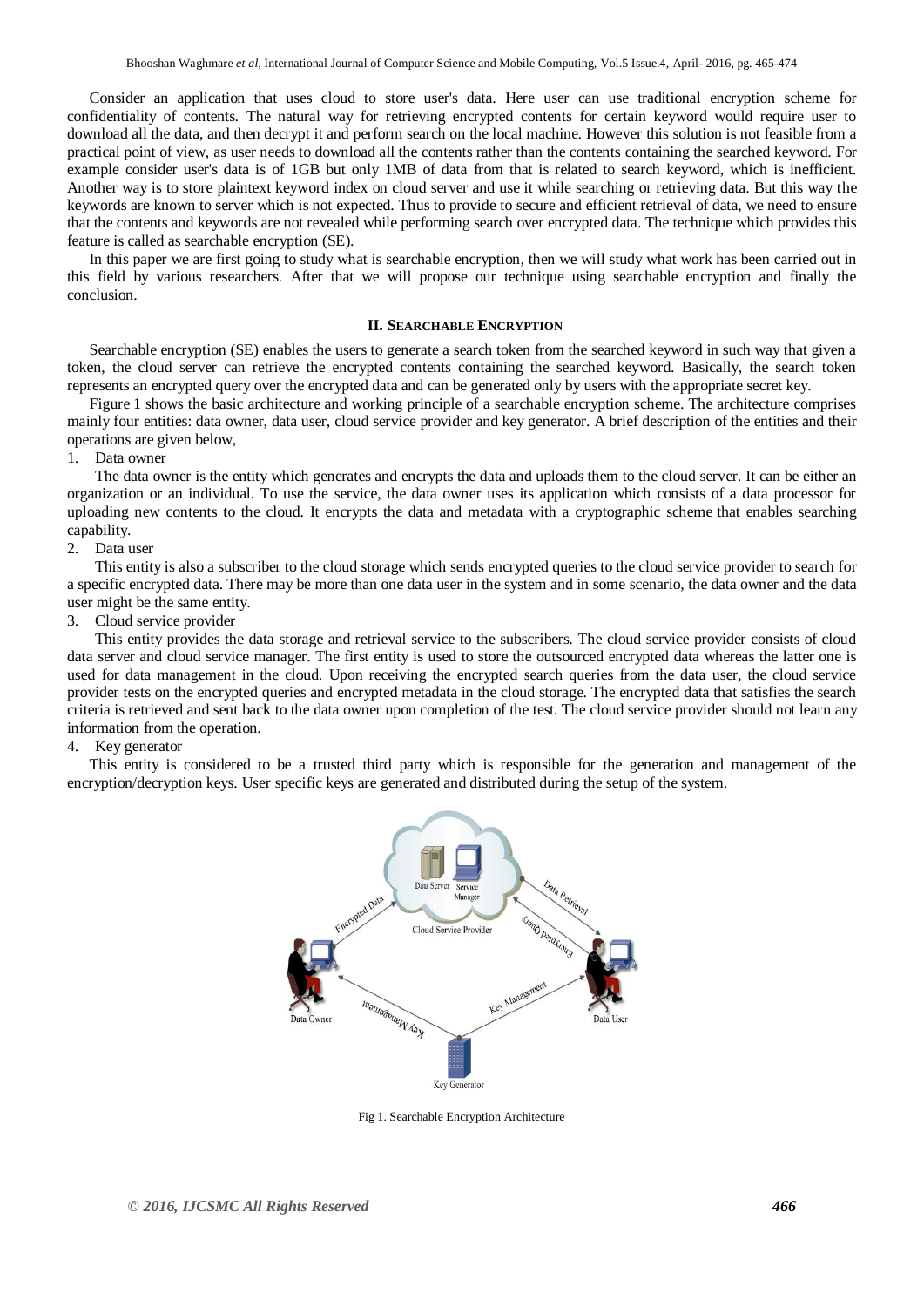Consider an application that uses cloud to store user's data. Here user can use traditional encryption scheme for confidentiality of contents. The natural way for retrieving encrypted contents for certain keyword would require user to download all the data, and then decrypt it and perform search on the local machine. However this solution is not feasible from a practical point of view, as user needs to download all the contents rather than the contents containing the searched keyword. For example consider user's data is of 1GB but only 1MB of data from that is related to search keyword, which is inefficient. Another way is to store plaintext keyword index on cloud server and use it while searching or retrieving data. But this way the keywords are known to server which is not expected. Thus to provide to secure and efficient retrieval of data, we need to ensure that the contents and keywords are not revealed while performing search over encrypted data. The technique which provides this feature is called as searchable encryption (SE).

In this paper we are first going to study what is searchable encryption, then we will study what work has been carried out in this field by various researchers. After that we will propose our technique using searchable encryption and finally the conclusion.

## II. Searchable Encryption

Searchable encryption (SE) enables the users to generate a search token from the searched keyword in such way that given a token, the cloud server can retrieve the encrypted contents containing the searched keyword. Basically, the search token represents an encrypted query over the encrypted data and can be generated only by users with the appropriate secret key.

Figure 1 shows the basic architecture and working principle of a searchable encryption scheme. The architecture comprises mainly four entities: data owner, data user, cloud service provider and key generator. A brief description of the entities and their operations are given below,

1. Data owner

   The data owner is the entity which generates and encrypts the data and uploads them to the cloud server. It can be either an organization or an individual. To use the service, the data owner uses its application which consists of a data processor for uploading new contents to the cloud. It encrypts the data and metadata with a cryptographic scheme that enables searching capability.

2. Data user

   This entity is also a subscriber to the cloud storage which sends encrypted queries to the cloud service provider to search for a specific encrypted data. There may be more than one data user in the system and in some scenario, the data owner and the data user might be the same entity.

3. Cloud service provider

   This entity provides the data storage and retrieval service to the subscribers. The cloud service provider consists of cloud data server and cloud service manager. The first entity is used to store the outsourced encrypted data whereas the latter one is used for data management in the cloud. Upon receiving the encrypted search queries from the data user, the cloud service provider tests on the encrypted queries and encrypted metadata in the cloud storage. The encrypted data that satisfies the search criteria is retrieved and sent back to the data owner upon completion of the test. The cloud service provider should not learn any information from the operation.

4. Key generator

   This entity is considered to be a trusted third party which is responsible for the generation and management of the encryption/decryption keys. User specific keys are generated and distributed during the setup of the system.

Fig 1. Searchable Encryption Architecture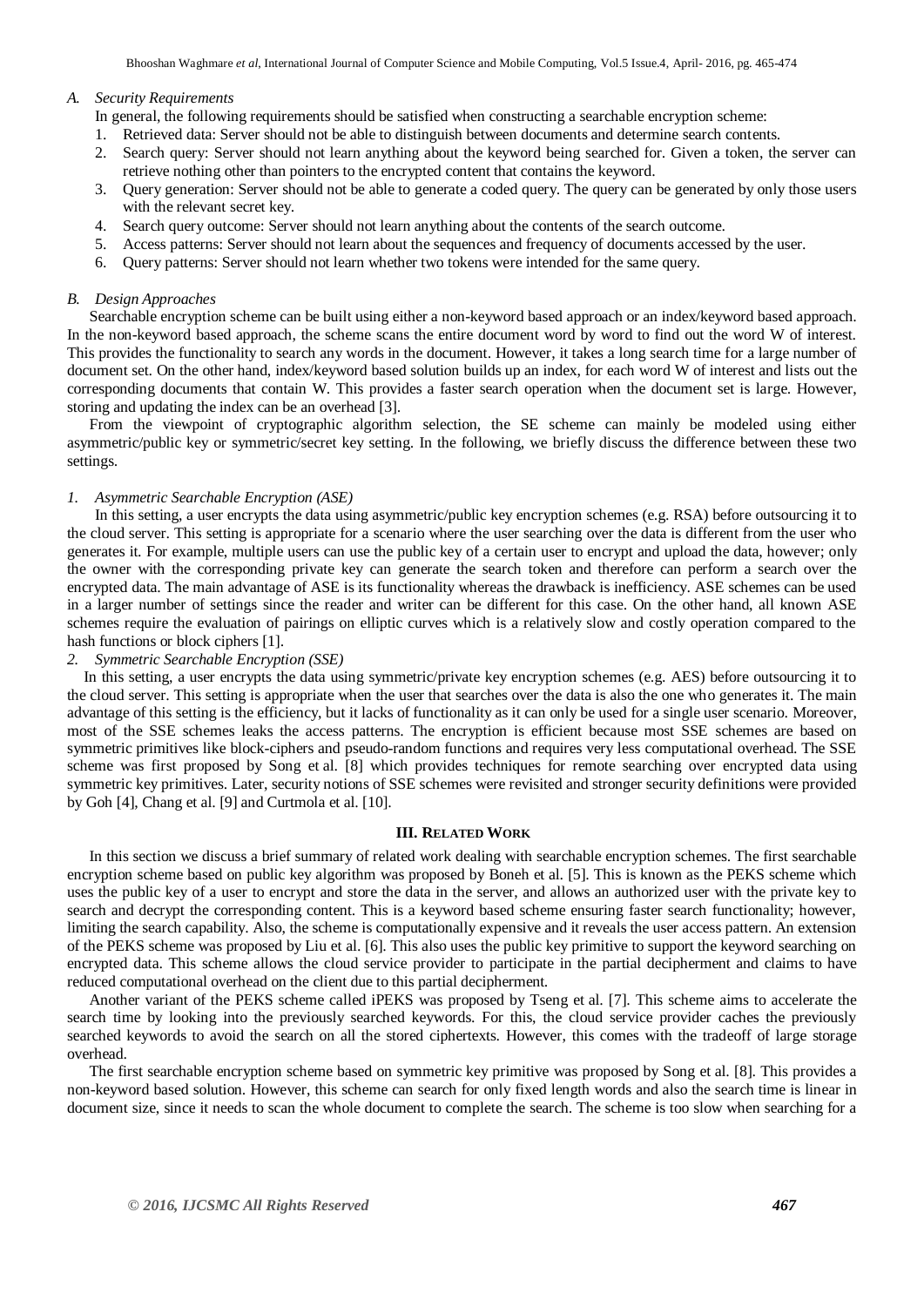### *A. Security Requirements*

In general, the following requirements should be satisfied when constructing a searchable encryption scheme:

1. Retrieved data: Server should not be able to distinguish between documents and determine search contents.
2. Search query: Server should not learn anything about the keyword being searched for. Given a token, the server can retrieve nothing other than pointers to the encrypted content that contains the keyword.
3. Query generation: Server should not be able to generate a coded query. The query can be generated by only those users with the relevant secret key.
4. Search query outcome: Server should not learn anything about the contents of the search outcome.
5. Access patterns: Server should not learn about the sequences and frequency of documents accessed by the user.
6. Query patterns: Server should not learn whether two tokens were intended for the same query.

### *B. Design Approaches*

Searchable encryption scheme can be built using either a non-keyword based approach or an index/keyword based approach. In the non-keyword based approach, the scheme scans the entire document word by word to find out the word W of interest. This provides the functionality to search any words in the document. However, it takes a long search time for a large number of document set. On the other hand, index/keyword based solution builds up an index, for each word W of interest and lists out the corresponding documents that contain W. This provides a faster search operation when the document set is large. However, storing and updating the index can be an overhead [3].

From the viewpoint of cryptographic algorithm selection, the SE scheme can mainly be modeled using either asymmetric/public key or symmetric/secret key setting. In the following, we briefly discuss the difference between these two settings.

#### *1. Asymmetric Searchable Encryption (ASE)*

In this setting, a user encrypts the data using asymmetric/public key encryption schemes (e.g. RSA) before outsourcing it to the cloud server. This setting is appropriate for a scenario where the user searching over the data is different from the user who generates it. For example, multiple users can use the public key of a certain user to encrypt and upload the data, however; only the owner with the corresponding private key can generate the search token and therefore can perform a search over the encrypted data. The main advantage of ASE is its functionality whereas the drawback is inefficiency. ASE schemes can be used in a larger number of settings since the reader and writer can be different for this case. On the other hand, all known ASE schemes require the evaluation of pairings on elliptic curves which is a relatively slow and costly operation compared to the hash functions or block ciphers [1].

#### *2. Symmetric Searchable Encryption (SSE)*

In this setting, a user encrypts the data using symmetric/private key encryption schemes (e.g. AES) before outsourcing it to the cloud server. This setting is appropriate when the user that searches over the data is also the one who generates it. The main advantage of this setting is the efficiency, but it lacks of functionality as it can only be used for a single user scenario. Moreover, most of the SSE schemes leaks the access patterns. The encryption is efficient because most SSE schemes are based on symmetric primitives like block-ciphers and pseudo-random functions and requires very less computational overhead. The SSE scheme was first proposed by Song et al. [8] which provides techniques for remote searching over encrypted data using symmetric key primitives. Later, security notions of SSE schemes were revisited and stronger security definitions were provided by Goh [4], Chang et al. [9] and Curtmola et al. [10].

## III. Related Work

In this section we discuss a brief summary of related work dealing with searchable encryption schemes. The first searchable encryption scheme based on public key algorithm was proposed by Boneh et al. [5]. This is known as the PEKS scheme which uses the public key of a user to encrypt and store the data in the server, and allows an authorized user with the private key to search and decrypt the corresponding content. This is a keyword based scheme ensuring faster search functionality; however, limiting the search capability. Also, the scheme is computationally expensive and it reveals the user access pattern. An extension of the PEKS scheme was proposed by Liu et al. [6]. This also uses the public key primitive to support the keyword searching on encrypted data. This scheme allows the cloud service provider to participate in the partial decipherment and claims to have reduced computational overhead on the client due to this partial decipherment.

Another variant of the PEKS scheme called iPEKS was proposed by Tseng et al. [7]. This scheme aims to accelerate the search time by looking into the previously searched keywords. For this, the cloud service provider caches the previously searched keywords to avoid the search on all the stored ciphertexts. However, this comes with the tradeoff of large storage overhead.

The first searchable encryption scheme based on symmetric key primitive was proposed by Song et al. [8]. This provides a non-keyword based solution. However, this scheme can search for only fixed length words and also the search time is linear in document size, since it needs to scan the whole document to complete the search. The scheme is too slow when searching for a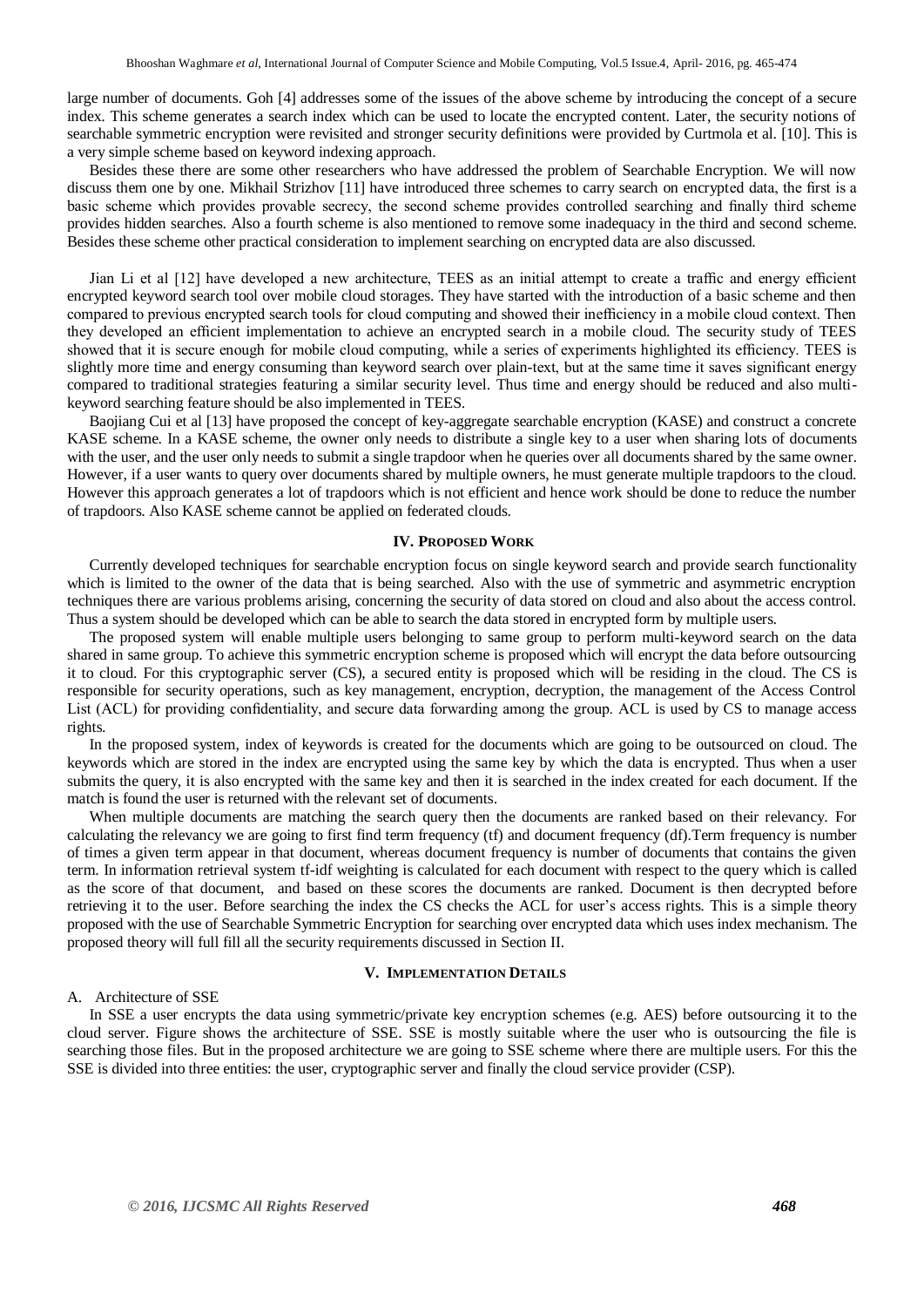large number of documents. Goh [4] addresses some of the issues of the above scheme by introducing the concept of a secure index. This scheme generates a search index which can be used to locate the encrypted content. Later, the security notions of searchable symmetric encryption were revisited and stronger security definitions were provided by Curtmola et al. [10]. This is a very simple scheme based on keyword indexing approach.

Besides these there are some other researchers who have addressed the problem of Searchable Encryption. We will now discuss them one by one. Mikhail Strizhov [11] have introduced three schemes to carry search on encrypted data, the first is a basic scheme which provides provable secrecy, the second scheme provides controlled searching and finally third scheme provides hidden searches. Also a fourth scheme is also mentioned to remove some inadequacy in the third and second scheme. Besides these scheme other practical consideration to implement searching on encrypted data are also discussed.

Jian Li et al [12] have developed a new architecture, TEES as an initial attempt to create a traffic and energy efficient encrypted keyword search tool over mobile cloud storages. They have started with the introduction of a basic scheme and then compared to previous encrypted search tools for cloud computing and showed their inefficiency in a mobile cloud context. Then they developed an efficient implementation to achieve an encrypted search in a mobile cloud. The security study of TEES showed that it is secure enough for mobile cloud computing, while a series of experiments highlighted its efficiency. TEES is slightly more time and energy consuming than keyword search over plain-text, but at the same time it saves significant energy compared to traditional strategies featuring a similar security level. Thus time and energy should be reduced and also multi-keyword searching feature should be also implemented in TEES.

Baojiang Cui et al [13] have proposed the concept of key-aggregate searchable encryption (KASE) and construct a concrete KASE scheme. In a KASE scheme, the owner only needs to distribute a single key to a user when sharing lots of documents with the user, and the user only needs to submit a single trapdoor when he queries over all documents shared by the same owner. However, if a user wants to query over documents shared by multiple owners, he must generate multiple trapdoors to the cloud. However this approach generates a lot of trapdoors which is not efficient and hence work should be done to reduce the number of trapdoors. Also KASE scheme cannot be applied on federated clouds.

## IV. Proposed Work

Currently developed techniques for searchable encryption focus on single keyword search and provide search functionality which is limited to the owner of the data that is being searched. Also with the use of symmetric and asymmetric encryption techniques there are various problems arising, concerning the security of data stored on cloud and also about the access control. Thus a system should be developed which can be able to search the data stored in encrypted form by multiple users.

The proposed system will enable multiple users belonging to same group to perform multi-keyword search on the data shared in same group. To achieve this symmetric encryption scheme is proposed which will encrypt the data before outsourcing it to cloud. For this cryptographic server (CS), a secured entity is proposed which will be residing in the cloud. The CS is responsible for security operations, such as key management, encryption, decryption, the management of the Access Control List (ACL) for providing confidentiality, and secure data forwarding among the group. ACL is used by CS to manage access rights.

In the proposed system, index of keywords is created for the documents which are going to be outsourced on cloud. The keywords which are stored in the index are encrypted using the same key by which the data is encrypted. Thus when a user submits the query, it is also encrypted with the same key and then it is searched in the index created for each document. If the match is found the user is returned with the relevant set of documents.

When multiple documents are matching the search query then the documents are ranked based on their relevancy. For calculating the relevancy we are going to first find term frequency (tf) and document frequency (df).Term frequency is number of times a given term appear in that document, whereas document frequency is number of documents that contains the given term. In information retrieval system tf-idf weighting is calculated for each document with respect to the query which is called as the score of that document, and based on these scores the documents are ranked. Document is then decrypted before retrieving it to the user. Before searching the index the CS checks the ACL for user's access rights. This is a simple theory proposed with the use of Searchable Symmetric Encryption for searching over encrypted data which uses index mechanism. The proposed theory will full fill all the security requirements discussed in Section II.

## V. Implementation Details

### A. Architecture of SSE

In SSE a user encrypts the data using symmetric/private key encryption schemes (e.g. AES) before outsourcing it to the cloud server. Figure shows the architecture of SSE. SSE is mostly suitable where the user who is outsourcing the file is searching those files. But in the proposed architecture we are going to SSE scheme where there are multiple users. For this the SSE is divided into three entities: the user, cryptographic server and finally the cloud service provider (CSP).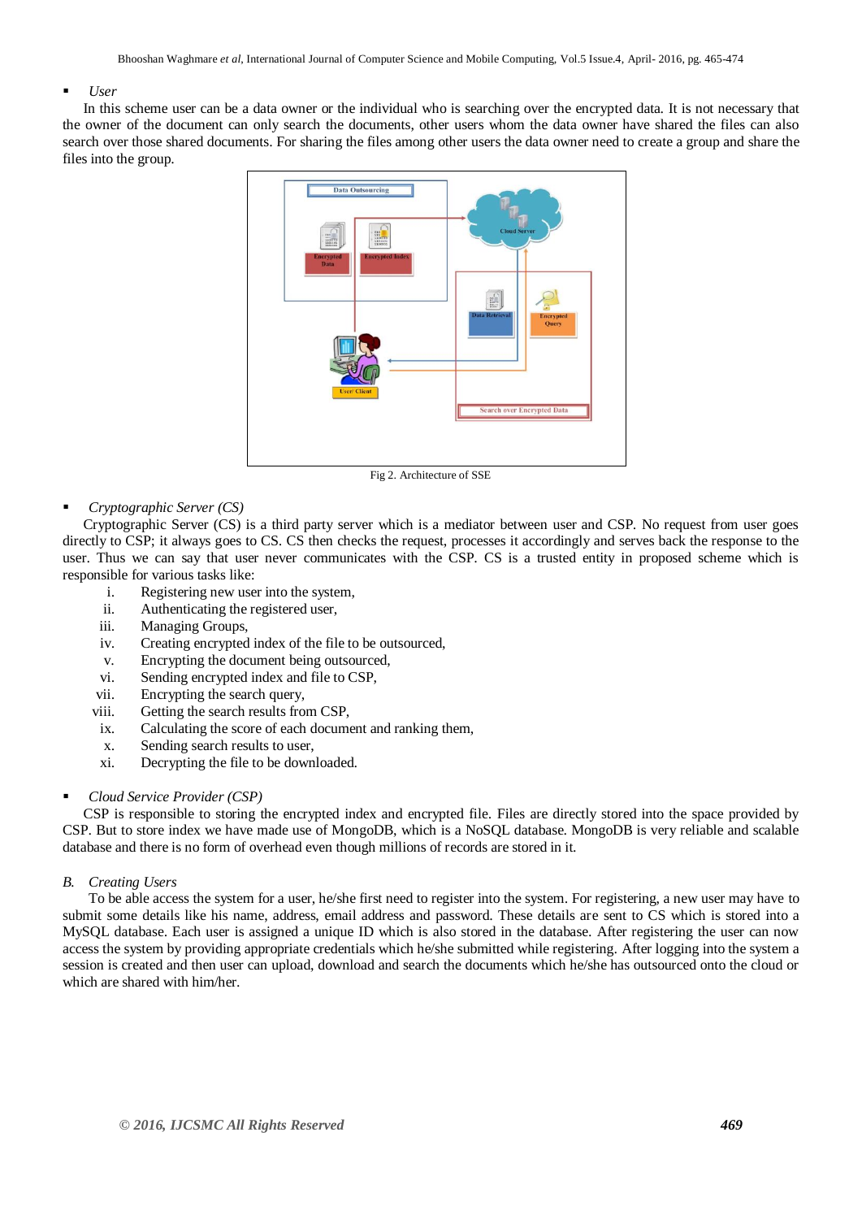- *User*

In this scheme user can be a data owner or the individual who is searching over the encrypted data. It is not necessary that the owner of the document can only search the documents, other users whom the data owner have shared the files can also search over those shared documents. For sharing the files among other users the data owner need to create a group and share the files into the group.

Fig 2. Architecture of SSE

- *Cryptographic Server (CS)*

Cryptographic Server (CS) is a third party server which is a mediator between user and CSP. No request from user goes directly to CSP; it always goes to CS. CS then checks the request, processes it accordingly and serves back the response to the user. Thus we can say that user never communicates with the CSP. CS is a trusted entity in proposed scheme which is responsible for various tasks like:

i. Registering new user into the system,
ii. Authenticating the registered user,
iii. Managing Groups,
iv. Creating encrypted index of the file to be outsourced,
v. Encrypting the document being outsourced,
vi. Sending encrypted index and file to CSP,
vii. Encrypting the search query,
viii. Getting the search results from CSP,
ix. Calculating the score of each document and ranking them,
x. Sending search results to user,
xi. Decrypting the file to be downloaded.

- *Cloud Service Provider (CSP)*

CSP is responsible to storing the encrypted index and encrypted file. Files are directly stored into the space provided by CSP. But to store index we have made use of MongoDB, which is a NoSQL database. MongoDB is very reliable and scalable database and there is no form of overhead even though millions of records are stored in it.

### B. *Creating Users*

To be able access the system for a user, he/she first need to register into the system. For registering, a new user may have to submit some details like his name, address, email address and password. These details are sent to CS which is stored into a MySQL database. Each user is assigned a unique ID which is also stored in the database. After registering the user can now access the system by providing appropriate credentials which he/she submitted while registering. After logging into the system a session is created and then user can upload, download and search the documents which he/she has outsourced onto the cloud or which are shared with him/her.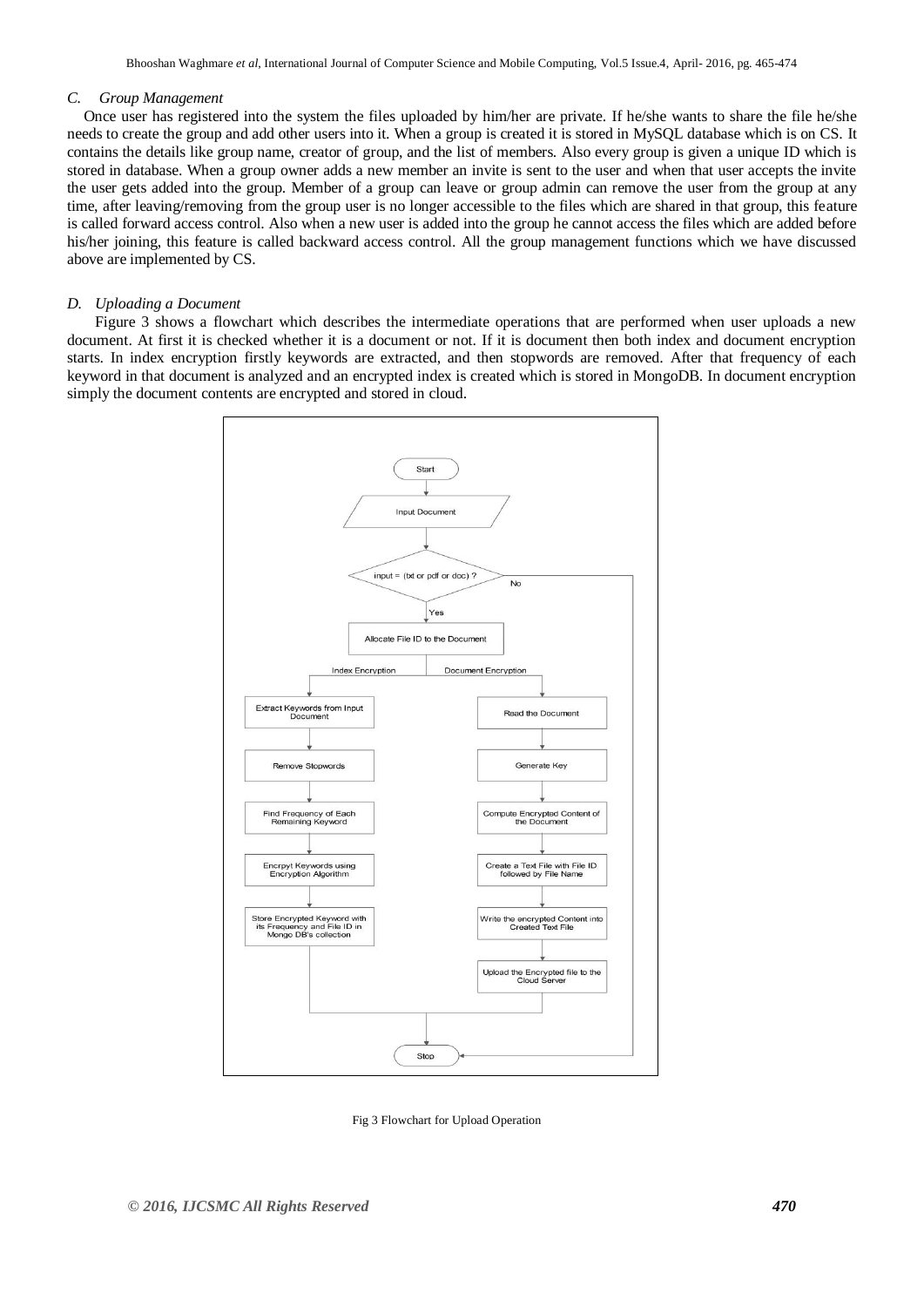### C. Group Management

Once user has registered into the system the files uploaded by him/her are private. If he/she wants to share the file he/she needs to create the group and add other users into it. When a group is created it is stored in MySQL database which is on CS. It contains the details like group name, creator of group, and the list of members. Also every group is given a unique ID which is stored in database. When a group owner adds a new member an invite is sent to the user and when that user accepts the invite the user gets added into the group. Member of a group can leave or group admin can remove the user from the group at any time, after leaving/removing from the group user is no longer accessible to the files which are shared in that group, this feature is called forward access control. Also when a new user is added into the group he cannot access the files which are added before his/her joining, this feature is called backward access control. All the group management functions which we have discussed above are implemented by CS.

### D. Uploading a Document

Figure 3 shows a flowchart which describes the intermediate operations that are performed when user uploads a new document. At first it is checked whether it is a document or not. If it is document then both index and document encryption starts. In index encryption firstly keywords are extracted, and then stopwords are removed. After that frequency of each keyword in that document is analyzed and an encrypted index is created which is stored in MongoDB. In document encryption simply the document contents are encrypted and stored in cloud.

Start → Input Document → input = (txt or pdf or doc) ? (No → Stop; Yes → Allocate File ID to the Document)

Index Encryption: Extract Keywords from Input Document → Remove Stopwords → Find Frequency of Each Remaining Keyword → Encrpyt Keywords using Encryption Algorithm → Store Encrypted Keyword with its Frequency and File ID in Mongo DB's collection → Stop

Document Encryption: Read the Document → Generate Key → Compute Encrypted Content of the Document → Create a Text File with File ID followed by File Name → Write the encrypted Content into Created Text File → Upload the Encrypted file to the Cloud Server → Stop

Fig 3 Flowchart for Upload Operation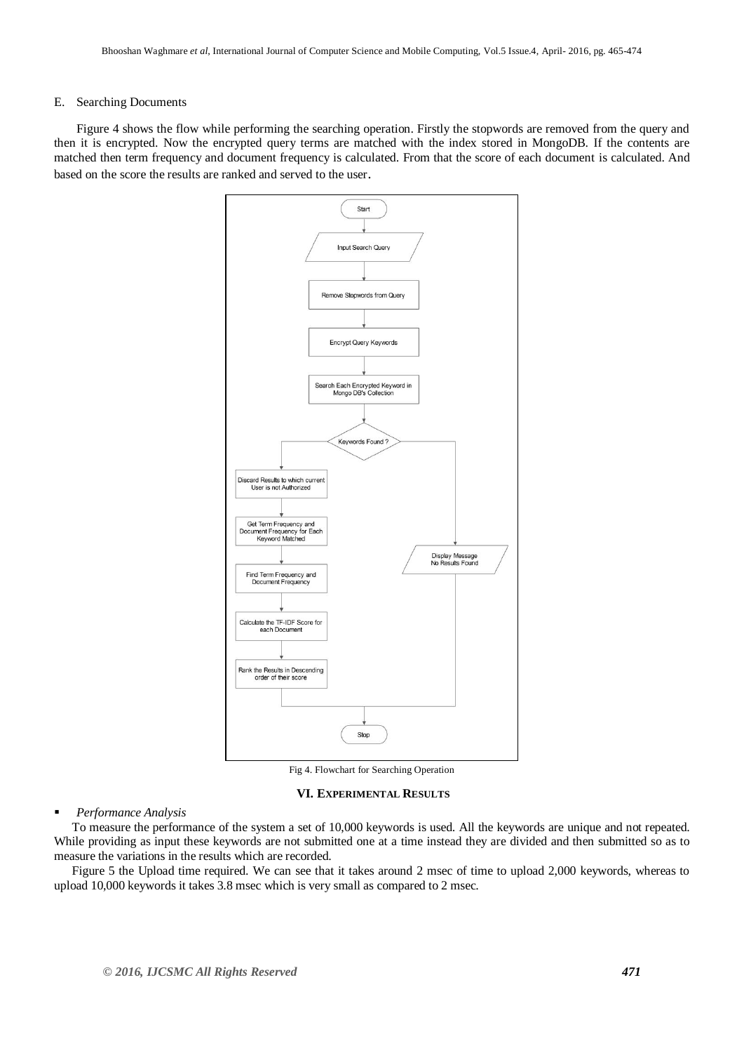E. Searching Documents

Figure 4 shows the flow while performing the searching operation. Firstly the stopwords are removed from the query and then it is encrypted. Now the encrypted query terms are matched with the index stored in MongoDB. If the contents are matched then term frequency and document frequency is calculated. From that the score of each document is calculated. And based on the score the results are ranked and served to the user.

Fig 4. Flowchart for Searching Operation

## VI. EXPERIMENTAL RESULTS

- *Performance Analysis*

To measure the performance of the system a set of 10,000 keywords is used. All the keywords are unique and not repeated. While providing as input these keywords are not submitted one at a time instead they are divided and then submitted so as to measure the variations in the results which are recorded.

Figure 5 the Upload time required. We can see that it takes around 2 msec of time to upload 2,000 keywords, whereas to upload 10,000 keywords it takes 3.8 msec which is very small as compared to 2 msec.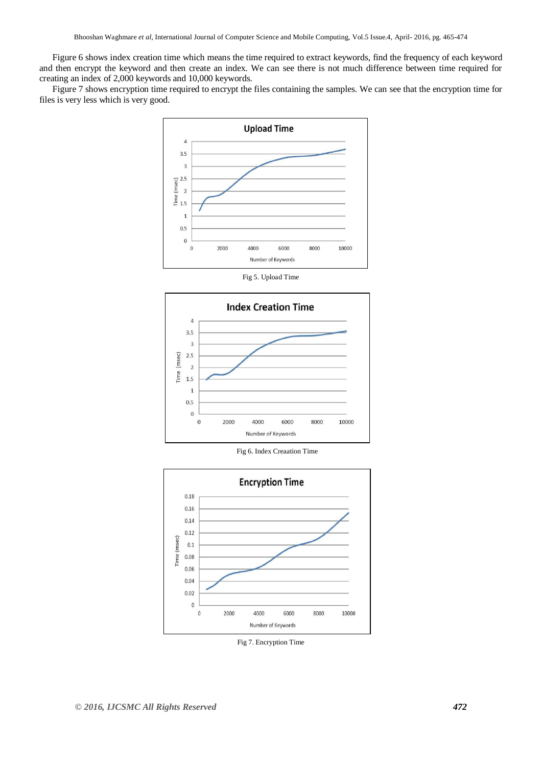Figure 6 shows index creation time which means the time required to extract keywords, find the frequency of each keyword and then encrypt the keyword and then create an index. We can see there is not much difference between time required for creating an index of 2,000 keywords and 10,000 keywords.

Figure 7 shows encryption time required to encrypt the files containing the samples. We can see that the encryption time for files is very less which is very good.

Fig 5. Upload Time

Fig 6. Index Creaation Time

Fig 7. Encryption Time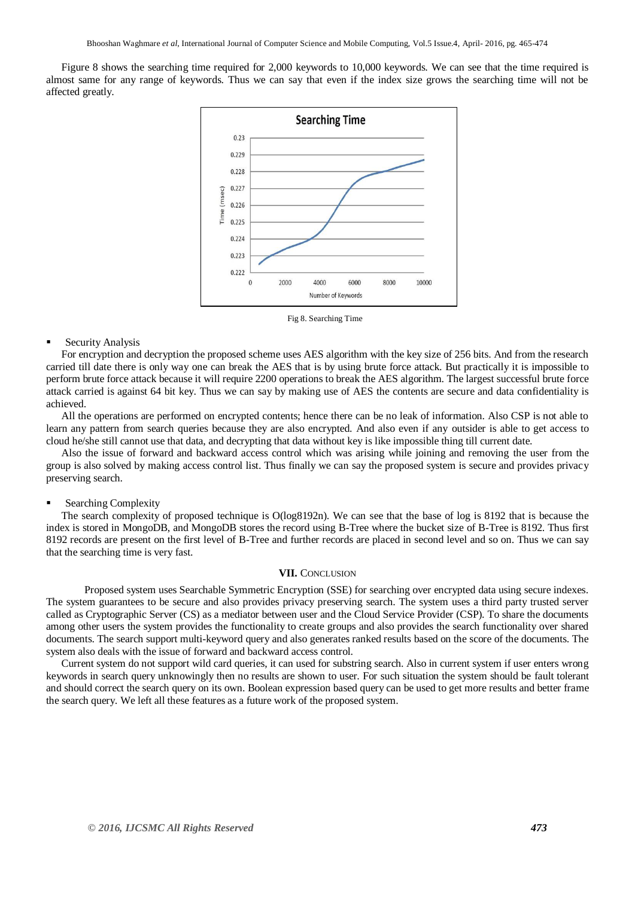Figure 8 shows the searching time required for 2,000 keywords to 10,000 keywords. We can see that the time required is almost same for any range of keywords. Thus we can say that even if the index size grows the searching time will not be affected greatly.

Fig 8. Searching Time

- Security Analysis

For encryption and decryption the proposed scheme uses AES algorithm with the key size of 256 bits. And from the research carried till date there is only way one can break the AES that is by using brute force attack. But practically it is impossible to perform brute force attack because it will require 2200 operations to break the AES algorithm. The largest successful brute force attack carried is against 64 bit key. Thus we can say by making use of AES the contents are secure and data confidentiality is achieved.

All the operations are performed on encrypted contents; hence there can be no leak of information. Also CSP is not able to learn any pattern from search queries because they are also encrypted. And also even if any outsider is able to get access to cloud he/she still cannot use that data, and decrypting that data without key is like impossible thing till current date.

Also the issue of forward and backward access control which was arising while joining and removing the user from the group is also solved by making access control list. Thus finally we can say the proposed system is secure and provides privacy preserving search.

- Searching Complexity

The search complexity of proposed technique is O(log8192n). We can see that the base of log is 8192 that is because the index is stored in MongoDB, and MongoDB stores the record using B-Tree where the bucket size of B-Tree is 8192. Thus first 8192 records are present on the first level of B-Tree and further records are placed in second level and so on. Thus we can say that the searching time is very fast.

## VII. Conclusion

Proposed system uses Searchable Symmetric Encryption (SSE) for searching over encrypted data using secure indexes. The system guarantees to be secure and also provides privacy preserving search. The system uses a third party trusted server called as Cryptographic Server (CS) as a mediator between user and the Cloud Service Provider (CSP). To share the documents among other users the system provides the functionality to create groups and also provides the search functionality over shared documents. The search support multi-keyword query and also generates ranked results based on the score of the documents. The system also deals with the issue of forward and backward access control.

Current system do not support wild card queries, it can used for substring search. Also in current system if user enters wrong keywords in search query unknowingly then no results are shown to user. For such situation the system should be fault tolerant and should correct the search query on its own. Boolean expression based query can be used to get more results and better frame the search query. We left all these features as a future work of the proposed system.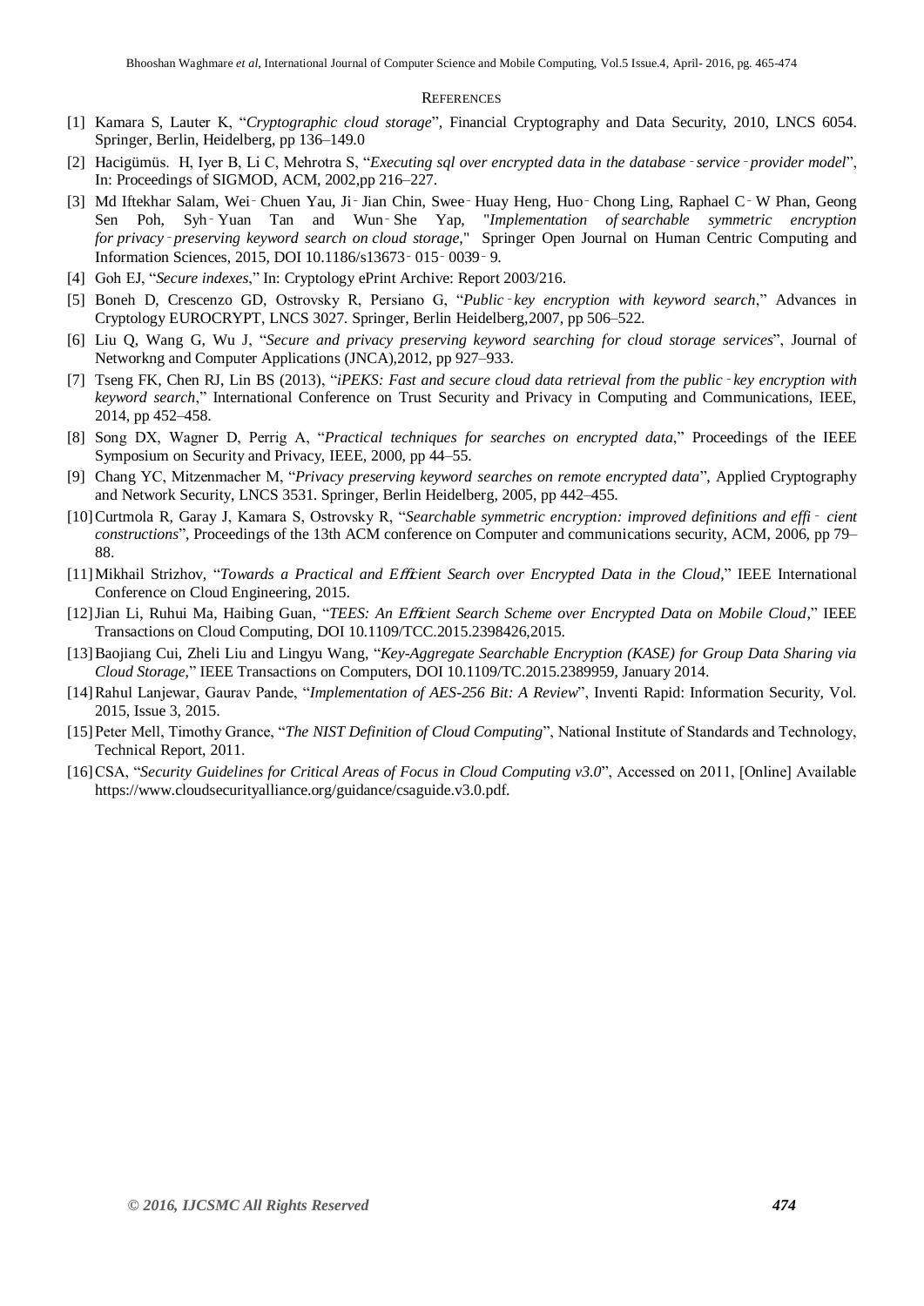## REFERENCES

[1] Kamara S, Lauter K, "*Cryptographic cloud storage*", Financial Cryptography and Data Security, 2010, LNCS 6054. Springer, Berlin, Heidelberg, pp 136–149.0

[2] Hacigümüs. H, Iyer B, Li C, Mehrotra S, "*Executing sql over encrypted data in the database‐service‐provider model*", In: Proceedings of SIGMOD, ACM, 2002,pp 216–227.

[3] Md Iftekhar Salam, Wei‐Chuen Yau, Ji‐Jian Chin, Swee‐Huay Heng, Huo‐Chong Ling, Raphael C‐W Phan, Geong Sen Poh, Syh‐Yuan Tan and Wun‐She Yap, "*Implementation of searchable symmetric encryption for privacy‐preserving keyword search on cloud storage*," Springer Open Journal on Human Centric Computing and Information Sciences, 2015, DOI 10.1186/s13673‐015‐0039‐9.

[4] Goh EJ, "*Secure indexes*," In: Cryptology ePrint Archive: Report 2003/216.

[5] Boneh D, Crescenzo GD, Ostrovsky R, Persiano G, "*Public‐key encryption with keyword search*," Advances in Cryptology EUROCRYPT, LNCS 3027. Springer, Berlin Heidelberg,2007, pp 506–522.

[6] Liu Q, Wang G, Wu J, "*Secure and privacy preserving keyword searching for cloud storage services*", Journal of Networkng and Computer Applications (JNCA),2012, pp 927–933.

[7] Tseng FK, Chen RJ, Lin BS (2013), "*iPEKS: Fast and secure cloud data retrieval from the public‐key encryption with keyword search*," International Conference on Trust Security and Privacy in Computing and Communications, IEEE, 2014, pp 452–458.

[8] Song DX, Wagner D, Perrig A, "*Practical techniques for searches on encrypted data*," Proceedings of the IEEE Symposium on Security and Privacy, IEEE, 2000, pp 44–55.

[9] Chang YC, Mitzenmacher M, "*Privacy preserving keyword searches on remote encrypted data*", Applied Cryptography and Network Security, LNCS 3531. Springer, Berlin Heidelberg, 2005, pp 442–455.

[10] Curtmola R, Garay J, Kamara S, Ostrovsky R, "*Searchable symmetric encryption: improved definitions and effi‐ cient constructions*", Proceedings of the 13th ACM conference on Computer and communications security, ACM, 2006, pp 79–88.

[11] Mikhail Strizhov, "*Towards a Practical and Efficient Search over Encrypted Data in the Cloud*," IEEE International Conference on Cloud Engineering, 2015.

[12] Jian Li, Ruhui Ma, Haibing Guan, "*TEES: An Efficient Search Scheme over Encrypted Data on Mobile Cloud*," IEEE Transactions on Cloud Computing, DOI 10.1109/TCC.2015.2398426,2015.

[13] Baojiang Cui, Zheli Liu and Lingyu Wang, "*Key-Aggregate Searchable Encryption (KASE) for Group Data Sharing via Cloud Storage*," IEEE Transactions on Computers, DOI 10.1109/TC.2015.2389959, January 2014.

[14] Rahul Lanjewar, Gaurav Pande, "*Implementation of AES-256 Bit: A Review*", Inventi Rapid: Information Security, Vol. 2015, Issue 3, 2015.

[15] Peter Mell, Timothy Grance, "*The NIST Definition of Cloud Computing*", National Institute of Standards and Technology, Technical Report, 2011.

[16] CSA, "*Security Guidelines for Critical Areas of Focus in Cloud Computing v3.0*", Accessed on 2011, [Online] Available https://www.cloudsecurityalliance.org/guidance/csaguide.v3.0.pdf.